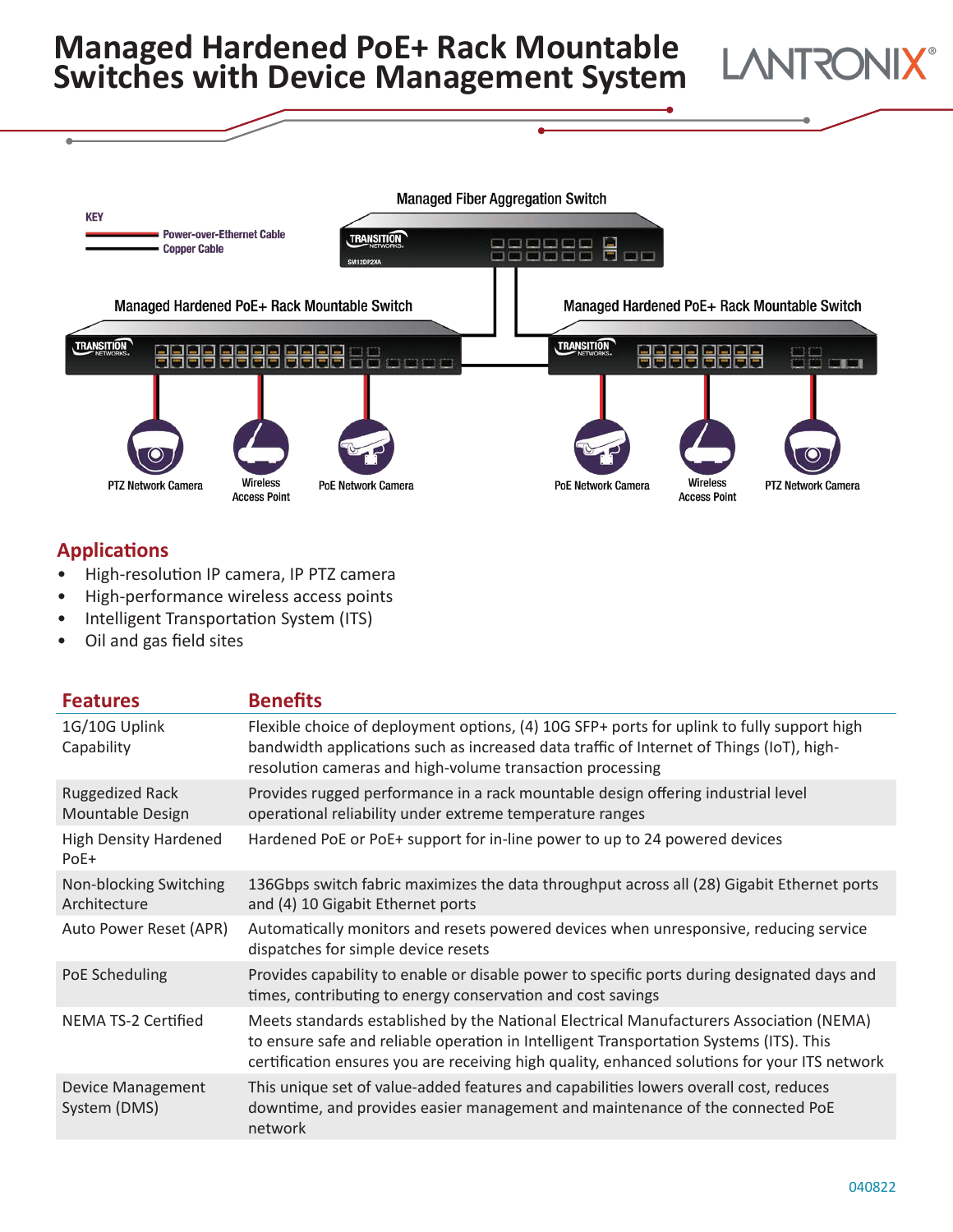# Managed Hardened PoE+ Rack Mountable Switches with Device Management System

KEY

Power-over-Ethernet Cable

Copper Cable

Managed Fiber Aggregation Switch

Managed Hardened PoE+ Rack Mountable Switch

Managed Hardened PoE+ Rack Mountable Switch

PTZ Network Camera

Wireless Access Point

PoE Network Camera

PoE Network Camera

Wireless Access Point

PTZ Network Camera

## Applications

- High-resolution IP camera, IP PTZ camera
- High-performance wireless access points
- Intelligent Transportation System (ITS)
- Oil and gas field sites

| Features | Benefits |
|---|---|
| 1G/10G Uplink Capability | Flexible choice of deployment options, (4) 10G SFP+ ports for uplink to fully support high bandwidth applications such as increased data traffic of Internet of Things (IoT), high-resolution cameras and high-volume transaction processing |
| Ruggedized Rack Mountable Design | Provides rugged performance in a rack mountable design offering industrial level operational reliability under extreme temperature ranges |
| High Density Hardened PoE+ | Hardened PoE or PoE+ support for in-line power to up to 24 powered devices |
| Non-blocking Switching Architecture | 136Gbps switch fabric maximizes the data throughput across all (28) Gigabit Ethernet ports and (4) 10 Gigabit Ethernet ports |
| Auto Power Reset (APR) | Automatically monitors and resets powered devices when unresponsive, reducing service dispatches for simple device resets |
| PoE Scheduling | Provides capability to enable or disable power to specific ports during designated days and times, contributing to energy conservation and cost savings |
| NEMA TS-2 Certified | Meets standards established by the National Electrical Manufacturers Association (NEMA) to ensure safe and reliable operation in Intelligent Transportation Systems (ITS). This certification ensures you are receiving high quality, enhanced solutions for your ITS network |
| Device Management System (DMS) | This unique set of value-added features and capabilities lowers overall cost, reduces downtime, and provides easier management and maintenance of the connected PoE network |

040822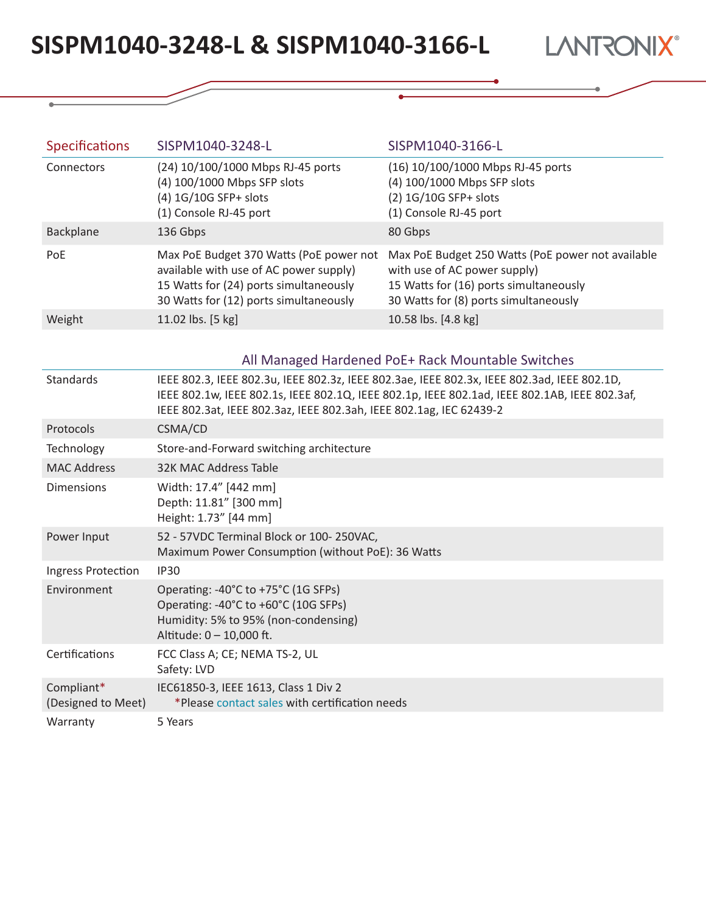# SISPM1040-3248-L & SISPM1040-3166-L

| Specifications | SISPM1040-3248-L | SISPM1040-3166-L |
| --- | --- | --- |
| Connectors | (24) 10/100/1000 Mbps RJ-45 ports<br>(4) 100/1000 Mbps SFP slots<br>(4) 1G/10G SFP+ slots<br>(1) Console RJ-45 port | (16) 10/100/1000 Mbps RJ-45 ports<br>(4) 100/1000 Mbps SFP slots<br>(2) 1G/10G SFP+ slots<br>(1) Console RJ-45 port |
| Backplane | 136 Gbps | 80 Gbps |
| PoE | Max PoE Budget 370 Watts (PoE power not available with use of AC power supply)<br>15 Watts for (24) ports simultaneously<br>30 Watts for (12) ports simultaneously | Max PoE Budget 250 Watts (PoE power not available with use of AC power supply)<br>15 Watts for (16) ports simultaneously<br>30 Watts for (8) ports simultaneously |
| Weight | 11.02 lbs. [5 kg] | 10.58 lbs. [4.8 kg] |

| | All Managed Hardened PoE+ Rack Mountable Switches |
| --- | --- |
| Standards | IEEE 802.3, IEEE 802.3u, IEEE 802.3z, IEEE 802.3ae, IEEE 802.3x, IEEE 802.3ad, IEEE 802.1D, IEEE 802.1w, IEEE 802.1s, IEEE 802.1Q, IEEE 802.1p, IEEE 802.1ad, IEEE 802.1AB, IEEE 802.3af, IEEE 802.3at, IEEE 802.3az, IEEE 802.3ah, IEEE 802.1ag, IEC 62439-2 |
| Protocols | CSMA/CD |
| Technology | Store-and-Forward switching architecture |
| MAC Address | 32K MAC Address Table |
| Dimensions | Width: 17.4” [442 mm]<br>Depth: 11.81” [300 mm]<br>Height: 1.73” [44 mm] |
| Power Input | 52 - 57VDC Terminal Block or 100- 250VAC,<br>Maximum Power Consumption (without PoE): 36 Watts |
| Ingress Protection | IP30 |
| Environment | Operating: -40°C to +75°C (1G SFPs)<br>Operating: -40°C to +60°C (10G SFPs)<br>Humidity: 5% to 95% (non-condensing)<br>Altitude: 0 – 10,000 ft. |
| Certifications | FCC Class A; CE; NEMA TS-2, UL<br>Safety: LVD |
| Compliant*<br>(Designed to Meet) | IEC61850-3, IEEE 1613, Class 1 Div 2<br>*Please contact sales with certification needs |
| Warranty | 5 Years |